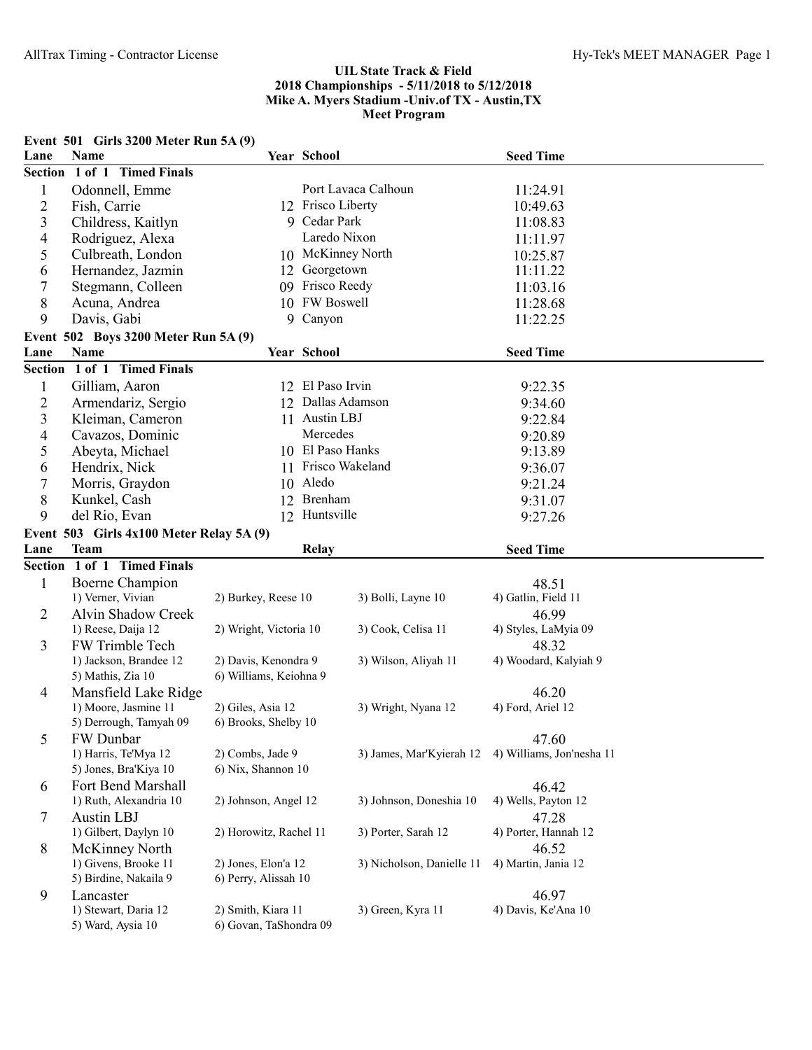**UIL State Track & Field**
**2018 Championships - 5/11/2018 to 5/12/2018**
**Mike A. Myers Stadium -Univ.of TX - Austin,TX**
**Meet Program**

### Event 501 Girls 3200 Meter Run 5A (9)

| Lane | Name | Year | School | Seed Time |
|---|---|---|---|---|
| **Section 1 of 1 Timed Finals** | | | | |
| 1 | Odonnell, Emme | | Port Lavaca Calhoun | 11:24.91 |
| 2 | Fish, Carrie | 12 | Frisco Liberty | 10:49.63 |
| 3 | Childress, Kaitlyn | 9 | Cedar Park | 11:08.83 |
| 4 | Rodriguez, Alexa | | Laredo Nixon | 11:11.97 |
| 5 | Culbreath, London | 10 | McKinney North | 10:25.87 |
| 6 | Hernandez, Jazmin | 12 | Georgetown | 11:11.22 |
| 7 | Stegmann, Colleen | 09 | Frisco Reedy | 11:03.16 |
| 8 | Acuna, Andrea | 10 | FW Boswell | 11:28.68 |
| 9 | Davis, Gabi | 9 | Canyon | 11:22.25 |

### Event 502 Boys 3200 Meter Run 5A (9)

| Lane | Name | Year | School | Seed Time |
|---|---|---|---|---|
| **Section 1 of 1 Timed Finals** | | | | |
| 1 | Gilliam, Aaron | 12 | El Paso Irvin | 9:22.35 |
| 2 | Armendariz, Sergio | 12 | Dallas Adamson | 9:34.60 |
| 3 | Kleiman, Cameron | 11 | Austin LBJ | 9:22.84 |
| 4 | Cavazos, Dominic | | Mercedes | 9:20.89 |
| 5 | Abeyta, Michael | 10 | El Paso Hanks | 9:13.89 |
| 6 | Hendrix, Nick | 11 | Frisco Wakeland | 9:36.07 |
| 7 | Morris, Graydon | 10 | Aledo | 9:21.24 |
| 8 | Kunkel, Cash | 12 | Brenham | 9:31.07 |
| 9 | del Rio, Evan | 12 | Huntsville | 9:27.26 |

### Event 503 Girls 4x100 Meter Relay 5A (9)

| Lane | Team | Relay | | Seed Time |
|---|---|---|---|---|
| **Section 1 of 1 Timed Finals** | | | | |
| 1 | Boerne Champion | | | 48.51 |
| | 1) Verner, Vivian | 2) Burkey, Reese 10 | 3) Bolli, Layne 10 | 4) Gatlin, Field 11 |
| 2 | Alvin Shadow Creek | | | 46.99 |
| | 1) Reese, Daija 12 | 2) Wright, Victoria 10 | 3) Cook, Celisa 11 | 4) Styles, LaMyia 09 |
| 3 | FW Trimble Tech | | | 48.32 |
| | 1) Jackson, Brandee 12 | 2) Davis, Kenondra 9 | 3) Wilson, Aliyah 11 | 4) Woodard, Kalyiah 9 |
| | 5) Mathis, Zia 10 | 6) Williams, Keiohna 9 | | |
| 4 | Mansfield Lake Ridge | | | 46.20 |
| | 1) Moore, Jasmine 11 | 2) Giles, Asia 12 | 3) Wright, Nyana 12 | 4) Ford, Ariel 12 |
| | 5) Derrough, Tamyah 09 | 6) Brooks, Shelby 10 | | |
| 5 | FW Dunbar | | | 47.60 |
| | 1) Harris, Te'Mya 12 | 2) Combs, Jade 9 | 3) James, Mar'Kyierah 12 | 4) Williams, Jon'nesha 11 |
| | 5) Jones, Bra'Kiya 10 | 6) Nix, Shannon 10 | | |
| 6 | Fort Bend Marshall | | | 46.42 |
| | 1) Ruth, Alexandria 10 | 2) Johnson, Angel 12 | 3) Johnson, Doneshia 10 | 4) Wells, Payton 12 |
| 7 | Austin LBJ | | | 47.28 |
| | 1) Gilbert, Daylyn 10 | 2) Horowitz, Rachel 11 | 3) Porter, Sarah 12 | 4) Porter, Hannah 12 |
| 8 | McKinney North | | | 46.52 |
| | 1) Givens, Brooke 11 | 2) Jones, Elon'a 12 | 3) Nicholson, Danielle 11 | 4) Martin, Jania 12 |
| | 5) Birdine, Nakaila 9 | 6) Perry, Alissah 10 | | |
| 9 | Lancaster | | | 46.97 |
| | 1) Stewart, Daria 12 | 2) Smith, Kiara 11 | 3) Green, Kyra 11 | 4) Davis, Ke'Ana 10 |
| | 5) Ward, Aysia 10 | 6) Govan, TaShondra 09 | | |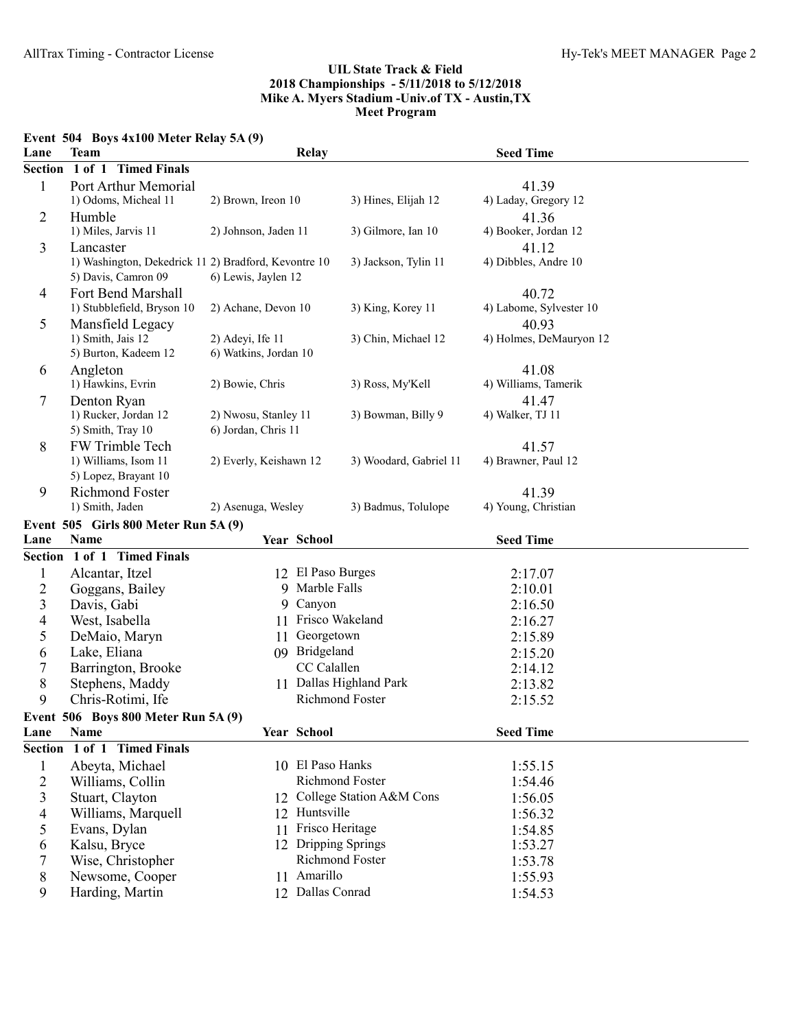### UIL State Track & Field
### 2018 Championships - 5/11/2018 to 5/12/2018
### Mike A. Myers Stadium -Univ.of TX - Austin,TX
### Meet Program

**Event 504 Boys 4x100 Meter Relay 5A (9)**

| Lane | Team | Relay | | | Seed Time |
|---|---|---|---|---|---|
| **Section 1 of 1 Timed Finals** | | | | | |
| 1 | Port Arthur Memorial | | | | 41.39 |
| | 1) Odoms, Micheal 11 | 2) Brown, Ireon 10 | 3) Hines, Elijah 12 | 4) Laday, Gregory 12 | |
| 2 | Humble | | | | 41.36 |
| | 1) Miles, Jarvis 11 | 2) Johnson, Jaden 11 | 3) Gilmore, Ian 10 | 4) Booker, Jordan 12 | |
| 3 | Lancaster | | | | 41.12 |
| | 1) Washington, Dekedrick 11 | 2) Bradford, Kevontre 10 | 3) Jackson, Tylin 11 | 4) Dibbles, Andre 10 | |
| | 5) Davis, Camron 09 | 6) Lewis, Jaylen 12 | | | |
| 4 | Fort Bend Marshall | | | | 40.72 |
| | 1) Stubblefield, Bryson 10 | 2) Achane, Devon 10 | 3) King, Korey 11 | 4) Labome, Sylvester 10 | |
| 5 | Mansfield Legacy | | | | 40.93 |
| | 1) Smith, Jais 12 | 2) Adeyi, Ife 11 | 3) Chin, Michael 12 | 4) Holmes, DeMauryon 12 | |
| | 5) Burton, Kadeem 12 | 6) Watkins, Jordan 10 | | | |
| 6 | Angleton | | | | 41.08 |
| | 1) Hawkins, Evrin | 2) Bowie, Chris | 3) Ross, My'Kell | 4) Williams, Tamerik | |
| 7 | Denton Ryan | | | | 41.47 |
| | 1) Rucker, Jordan 12 | 2) Nwosu, Stanley 11 | 3) Bowman, Billy 9 | 4) Walker, TJ 11 | |
| | 5) Smith, Tray 10 | 6) Jordan, Chris 11 | | | |
| 8 | FW Trimble Tech | | | | 41.57 |
| | 1) Williams, Isom 11 | 2) Everly, Keishawn 12 | 3) Woodard, Gabriel 11 | 4) Brawner, Paul 12 | |
| | 5) Lopez, Brayant 10 | | | | |
| 9 | Richmond Foster | | | | 41.39 |
| | 1) Smith, Jaden | 2) Asenuga, Wesley | 3) Badmus, Tolulope | 4) Young, Christian | |

**Event 505 Girls 800 Meter Run 5A (9)**

| Lane | Name | Year | School | Seed Time |
|---|---|---|---|---|
| **Section 1 of 1 Timed Finals** | | | | |
| 1 | Alcantar, Itzel | 12 | El Paso Burges | 2:17.07 |
| 2 | Goggans, Bailey | 9 | Marble Falls | 2:10.01 |
| 3 | Davis, Gabi | 9 | Canyon | 2:16.50 |
| 4 | West, Isabella | 11 | Frisco Wakeland | 2:16.27 |
| 5 | DeMaio, Maryn | 11 | Georgetown | 2:15.89 |
| 6 | Lake, Eliana | 09 | Bridgeland | 2:15.20 |
| 7 | Barrington, Brooke | | CC Calallen | 2:14.12 |
| 8 | Stephens, Maddy | 11 | Dallas Highland Park | 2:13.82 |
| 9 | Chris-Rotimi, Ife | | Richmond Foster | 2:15.52 |

**Event 506 Boys 800 Meter Run 5A (9)**

| Lane | Name | Year | School | Seed Time |
|---|---|---|---|---|
| **Section 1 of 1 Timed Finals** | | | | |
| 1 | Abeyta, Michael | 10 | El Paso Hanks | 1:55.15 |
| 2 | Williams, Collin | | Richmond Foster | 1:54.46 |
| 3 | Stuart, Clayton | 12 | College Station A&M Cons | 1:56.05 |
| 4 | Williams, Marquell | 12 | Huntsville | 1:56.32 |
| 5 | Evans, Dylan | 11 | Frisco Heritage | 1:54.85 |
| 6 | Kalsu, Bryce | 12 | Dripping Springs | 1:53.27 |
| 7 | Wise, Christopher | | Richmond Foster | 1:53.78 |
| 8 | Newsome, Cooper | 11 | Amarillo | 1:55.93 |
| 9 | Harding, Martin | 12 | Dallas Conrad | 1:54.53 |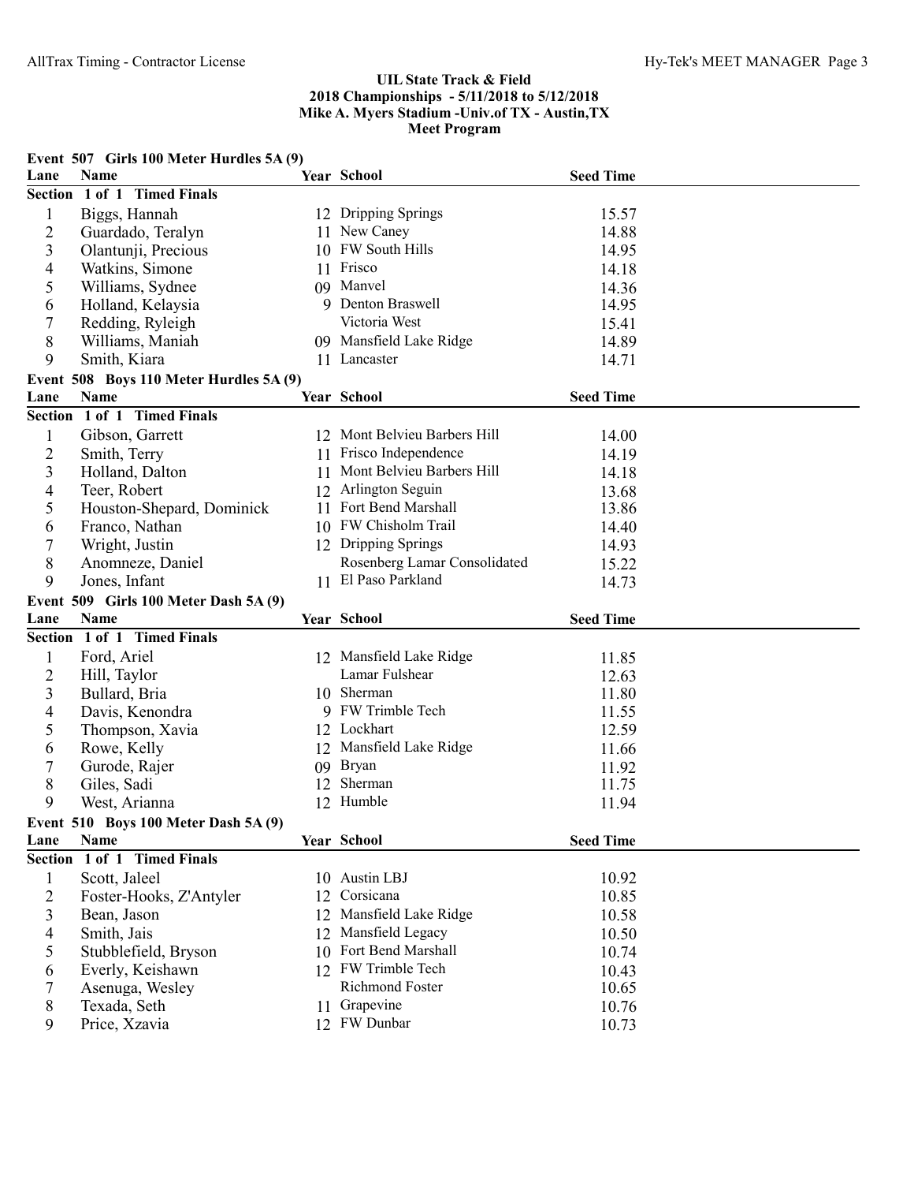**UIL State Track & Field**
**2018 Championships - 5/11/2018 to 5/12/2018**
**Mike A. Myers Stadium -Univ.of TX - Austin,TX**
**Meet Program**

**Event 507 Girls 100 Meter Hurdles 5A (9)**

| Lane | Name | Year | School | Seed Time |
|---|---|---|---|---|
| **Section 1 of 1 Timed Finals** | | | | |
| 1 | Biggs, Hannah | 12 | Dripping Springs | 15.57 |
| 2 | Guardado, Teralyn | 11 | New Caney | 14.88 |
| 3 | Olantunji, Precious | 10 | FW South Hills | 14.95 |
| 4 | Watkins, Simone | 11 | Frisco | 14.18 |
| 5 | Williams, Sydnee | 09 | Manvel | 14.36 |
| 6 | Holland, Kelaysia | 9 | Denton Braswell | 14.95 |
| 7 | Redding, Ryleigh | | Victoria West | 15.41 |
| 8 | Williams, Maniah | 09 | Mansfield Lake Ridge | 14.89 |
| 9 | Smith, Kiara | 11 | Lancaster | 14.71 |

**Event 508 Boys 110 Meter Hurdles 5A (9)**

| Lane | Name | Year | School | Seed Time |
|---|---|---|---|---|
| **Section 1 of 1 Timed Finals** | | | | |
| 1 | Gibson, Garrett | 12 | Mont Belvieu Barbers Hill | 14.00 |
| 2 | Smith, Terry | 11 | Frisco Independence | 14.19 |
| 3 | Holland, Dalton | 11 | Mont Belvieu Barbers Hill | 14.18 |
| 4 | Teer, Robert | 12 | Arlington Seguin | 13.68 |
| 5 | Houston-Shepard, Dominick | 11 | Fort Bend Marshall | 13.86 |
| 6 | Franco, Nathan | 10 | FW Chisholm Trail | 14.40 |
| 7 | Wright, Justin | 12 | Dripping Springs | 14.93 |
| 8 | Anomneze, Daniel | | Rosenberg Lamar Consolidated | 15.22 |
| 9 | Jones, Infant | 11 | El Paso Parkland | 14.73 |

**Event 509 Girls 100 Meter Dash 5A (9)**

| Lane | Name | Year | School | Seed Time |
|---|---|---|---|---|
| **Section 1 of 1 Timed Finals** | | | | |
| 1 | Ford, Ariel | 12 | Mansfield Lake Ridge | 11.85 |
| 2 | Hill, Taylor | | Lamar Fulshear | 12.63 |
| 3 | Bullard, Bria | 10 | Sherman | 11.80 |
| 4 | Davis, Kenondra | 9 | FW Trimble Tech | 11.55 |
| 5 | Thompson, Xavia | 12 | Lockhart | 12.59 |
| 6 | Rowe, Kelly | 12 | Mansfield Lake Ridge | 11.66 |
| 7 | Gurode, Rajer | 09 | Bryan | 11.92 |
| 8 | Giles, Sadi | 12 | Sherman | 11.75 |
| 9 | West, Arianna | 12 | Humble | 11.94 |

**Event 510 Boys 100 Meter Dash 5A (9)**

| Lane | Name | Year | School | Seed Time |
|---|---|---|---|---|
| **Section 1 of 1 Timed Finals** | | | | |
| 1 | Scott, Jaleel | 10 | Austin LBJ | 10.92 |
| 2 | Foster-Hooks, Z'Antyler | 12 | Corsicana | 10.85 |
| 3 | Bean, Jason | 12 | Mansfield Lake Ridge | 10.58 |
| 4 | Smith, Jais | 12 | Mansfield Legacy | 10.50 |
| 5 | Stubblefield, Bryson | 10 | Fort Bend Marshall | 10.74 |
| 6 | Everly, Keishawn | 12 | FW Trimble Tech | 10.43 |
| 7 | Asenuga, Wesley | | Richmond Foster | 10.65 |
| 8 | Texada, Seth | 11 | Grapevine | 10.76 |
| 9 | Price, Xzavia | 12 | FW Dunbar | 10.73 |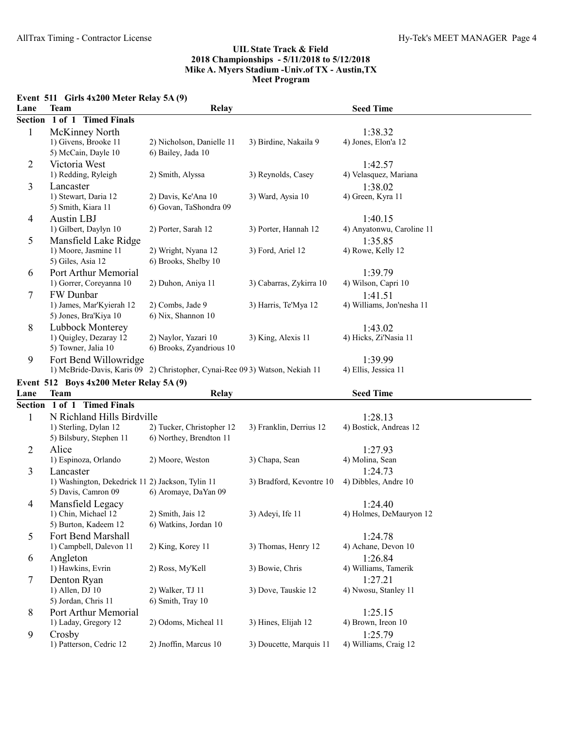# UIL State Track & Field
## 2018 Championships - 5/11/2018 to 5/12/2018
## Mike A. Myers Stadium -Univ.of TX - Austin,TX
## Meet Program

### Event 511 Girls 4x200 Meter Relay 5A (9)

| Lane | Team | Relay | | Seed Time |
|---|---|---|---|---|
| **Section 1 of 1 Timed Finals** | | | | |
| 1 | McKinney North | | | 1:38.32 |
| | 1) Givens, Brooke 11 | 2) Nicholson, Danielle 11 | 3) Birdine, Nakaila 9 | 4) Jones, Elon'a 12 |
| | 5) McCain, Dayle 10 | 6) Bailey, Jada 10 | | |
| 2 | Victoria West | | | 1:42.57 |
| | 1) Redding, Ryleigh | 2) Smith, Alyssa | 3) Reynolds, Casey | 4) Velasquez, Mariana |
| 3 | Lancaster | | | 1:38.02 |
| | 1) Stewart, Daria 12 | 2) Davis, Ke'Ana 10 | 3) Ward, Aysia 10 | 4) Green, Kyra 11 |
| | 5) Smith, Kiara 11 | 6) Govan, TaShondra 09 | | |
| 4 | Austin LBJ | | | 1:40.15 |
| | 1) Gilbert, Daylyn 10 | 2) Porter, Sarah 12 | 3) Porter, Hannah 12 | 4) Anyatonwu, Caroline 11 |
| 5 | Mansfield Lake Ridge | | | 1:35.85 |
| | 1) Moore, Jasmine 11 | 2) Wright, Nyana 12 | 3) Ford, Ariel 12 | 4) Rowe, Kelly 12 |
| | 5) Giles, Asia 12 | 6) Brooks, Shelby 10 | | |
| 6 | Port Arthur Memorial | | | 1:39.79 |
| | 1) Gorrer, Coreyanna 10 | 2) Duhon, Aniya 11 | 3) Cabarras, Zykirra 10 | 4) Wilson, Capri 10 |
| 7 | FW Dunbar | | | 1:41.51 |
| | 1) James, Mar'Kyierah 12 | 2) Combs, Jade 9 | 3) Harris, Te'Mya 12 | 4) Williams, Jon'nesha 11 |
| | 5) Jones, Bra'Kiya 10 | 6) Nix, Shannon 10 | | |
| 8 | Lubbock Monterey | | | 1:43.02 |
| | 1) Quigley, Dezaray 12 | 2) Naylor, Yazari 10 | 3) King, Alexis 11 | 4) Hicks, Zi'Nasia 11 |
| | 5) Towner, Jalia 10 | 6) Brooks, Zyandrious 10 | | |
| 9 | Fort Bend Willowridge | | | 1:39.99 |
| | 1) McBride-Davis, Karis 09 | 2) Christopher, Cynai-Ree 09 | 3) Watson, Nekiah 11 | 4) Ellis, Jessica 11 |

### Event 512 Boys 4x200 Meter Relay 5A (9)

| Lane | Team | Relay | | Seed Time |
|---|---|---|---|---|
| **Section 1 of 1 Timed Finals** | | | | |
| 1 | N Richland Hills Birdville | | | 1:28.13 |
| | 1) Sterling, Dylan 12 | 2) Tucker, Christopher 12 | 3) Franklin, Derrius 12 | 4) Bostick, Andreas 12 |
| | 5) Bilsbury, Stephen 11 | 6) Northey, Brendton 11 | | |
| 2 | Alice | | | 1:27.93 |
| | 1) Espinoza, Orlando | 2) Moore, Weston | 3) Chapa, Sean | 4) Molina, Sean |
| 3 | Lancaster | | | 1:24.73 |
| | 1) Washington, Dekedrick 11 | 2) Jackson, Tylin 11 | 3) Bradford, Kevontre 10 | 4) Dibbles, Andre 10 |
| | 5) Davis, Camron 09 | 6) Aromaye, DaYan 09 | | |
| 4 | Mansfield Legacy | | | 1:24.40 |
| | 1) Chin, Michael 12 | 2) Smith, Jais 12 | 3) Adeyi, Ife 11 | 4) Holmes, DeMauryon 12 |
| | 5) Burton, Kadeem 12 | 6) Watkins, Jordan 10 | | |
| 5 | Fort Bend Marshall | | | 1:24.78 |
| | 1) Campbell, Dalevon 11 | 2) King, Korey 11 | 3) Thomas, Henry 12 | 4) Achane, Devon 10 |
| 6 | Angleton | | | 1:26.84 |
| | 1) Hawkins, Evrin | 2) Ross, My'Kell | 3) Bowie, Chris | 4) Williams, Tamerik |
| 7 | Denton Ryan | | | 1:27.21 |
| | 1) Allen, DJ 10 | 2) Walker, TJ 11 | 3) Dove, Tauskie 12 | 4) Nwosu, Stanley 11 |
| | 5) Jordan, Chris 11 | 6) Smith, Tray 10 | | |
| 8 | Port Arthur Memorial | | | 1:25.15 |
| | 1) Laday, Gregory 12 | 2) Odoms, Micheal 11 | 3) Hines, Elijah 12 | 4) Brown, Ireon 10 |
| 9 | Crosby | | | 1:25.79 |
| | 1) Patterson, Cedric 12 | 2) Jnoffin, Marcus 10 | 3) Doucette, Marquis 11 | 4) Williams, Craig 12 |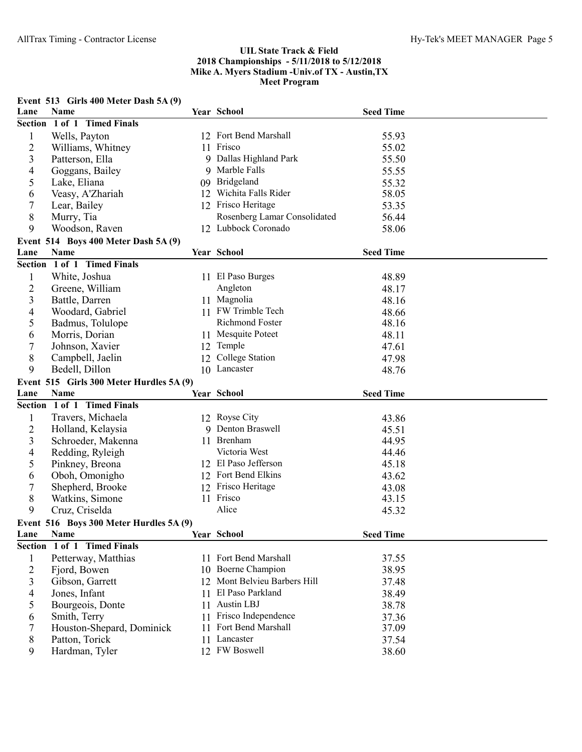## UIL State Track & Field
## 2018 Championships - 5/11/2018 to 5/12/2018
## Mike A. Myers Stadium -Univ.of TX - Austin,TX
## Meet Program

### Event 513 Girls 400 Meter Dash 5A (9)

| Lane | Name | Year | School | Seed Time |
|---|---|---|---|---|
| **Section 1 of 1 Timed Finals** | | | | |
| 1 | Wells, Payton | 12 | Fort Bend Marshall | 55.93 |
| 2 | Williams, Whitney | 11 | Frisco | 55.02 |
| 3 | Patterson, Ella | 9 | Dallas Highland Park | 55.50 |
| 4 | Goggans, Bailey | 9 | Marble Falls | 55.55 |
| 5 | Lake, Eliana | 09 | Bridgeland | 55.32 |
| 6 | Veasy, A'Zhariah | 12 | Wichita Falls Rider | 58.05 |
| 7 | Lear, Bailey | 12 | Frisco Heritage | 53.35 |
| 8 | Murry, Tia | | Rosenberg Lamar Consolidated | 56.44 |
| 9 | Woodson, Raven | 12 | Lubbock Coronado | 58.06 |

### Event 514 Boys 400 Meter Dash 5A (9)

| Lane | Name | Year | School | Seed Time |
|---|---|---|---|---|
| **Section 1 of 1 Timed Finals** | | | | |
| 1 | White, Joshua | 11 | El Paso Burges | 48.89 |
| 2 | Greene, William | | Angleton | 48.17 |
| 3 | Battle, Darren | 11 | Magnolia | 48.16 |
| 4 | Woodard, Gabriel | 11 | FW Trimble Tech | 48.66 |
| 5 | Badmus, Tolulope | | Richmond Foster | 48.16 |
| 6 | Morris, Dorian | 11 | Mesquite Poteet | 48.11 |
| 7 | Johnson, Xavier | 12 | Temple | 47.61 |
| 8 | Campbell, Jaelin | 12 | College Station | 47.98 |
| 9 | Bedell, Dillon | 10 | Lancaster | 48.76 |

### Event 515 Girls 300 Meter Hurdles 5A (9)

| Lane | Name | Year | School | Seed Time |
|---|---|---|---|---|
| **Section 1 of 1 Timed Finals** | | | | |
| 1 | Travers, Michaela | 12 | Royse City | 43.86 |
| 2 | Holland, Kelaysia | 9 | Denton Braswell | 45.51 |
| 3 | Schroeder, Makenna | 11 | Brenham | 44.95 |
| 4 | Redding, Ryleigh | | Victoria West | 44.46 |
| 5 | Pinkney, Breona | 12 | El Paso Jefferson | 45.18 |
| 6 | Oboh, Omonigho | 12 | Fort Bend Elkins | 43.62 |
| 7 | Shepherd, Brooke | 12 | Frisco Heritage | 43.08 |
| 8 | Watkins, Simone | 11 | Frisco | 43.15 |
| 9 | Cruz, Criselda | | Alice | 45.32 |

### Event 516 Boys 300 Meter Hurdles 5A (9)

| Lane | Name | Year | School | Seed Time |
|---|---|---|---|---|
| **Section 1 of 1 Timed Finals** | | | | |
| 1 | Petterway, Matthias | 11 | Fort Bend Marshall | 37.55 |
| 2 | Fjord, Bowen | 10 | Boerne Champion | 38.95 |
| 3 | Gibson, Garrett | 12 | Mont Belvieu Barbers Hill | 37.48 |
| 4 | Jones, Infant | 11 | El Paso Parkland | 38.49 |
| 5 | Bourgeois, Donte | 11 | Austin LBJ | 38.78 |
| 6 | Smith, Terry | 11 | Frisco Independence | 37.36 |
| 7 | Houston-Shepard, Dominick | 11 | Fort Bend Marshall | 37.09 |
| 8 | Patton, Torick | 11 | Lancaster | 37.54 |
| 9 | Hardman, Tyler | 12 | FW Boswell | 38.60 |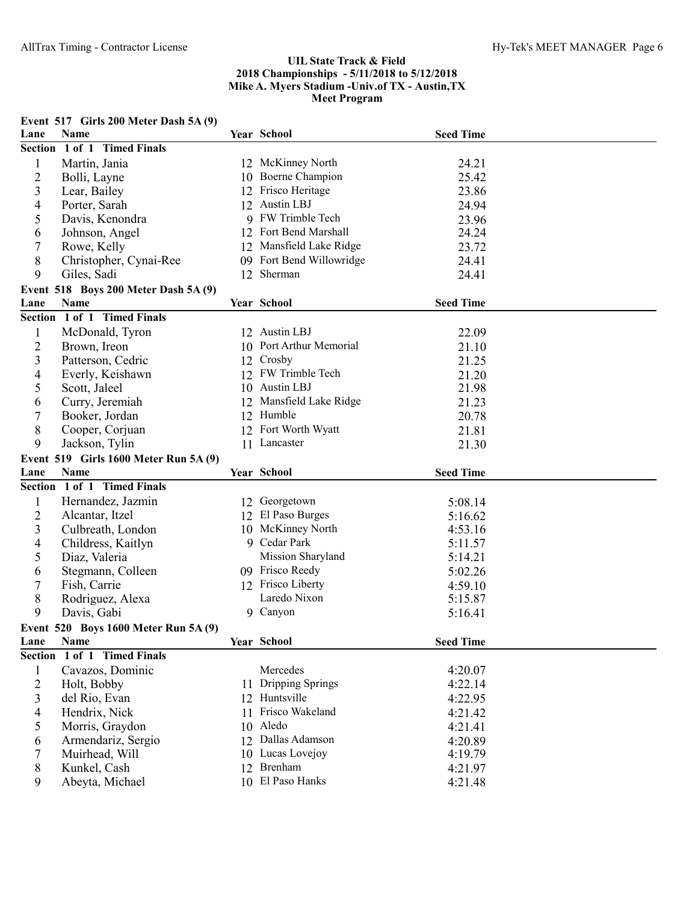## UIL State Track & Field
## 2018 Championships - 5/11/2018 to 5/12/2018
## Mike A. Myers Stadium -Univ.of TX - Austin,TX
## Meet Program

### Event 517 Girls 200 Meter Dash 5A (9)

**Section 1 of 1 Timed Finals**

| Lane | Name | Year | School | Seed Time |
|---|---|---|---|---|
| 1 | Martin, Jania | 12 | McKinney North | 24.21 |
| 2 | Bolli, Layne | 10 | Boerne Champion | 25.42 |
| 3 | Lear, Bailey | 12 | Frisco Heritage | 23.86 |
| 4 | Porter, Sarah | 12 | Austin LBJ | 24.94 |
| 5 | Davis, Kenondra | 9 | FW Trimble Tech | 23.96 |
| 6 | Johnson, Angel | 12 | Fort Bend Marshall | 24.24 |
| 7 | Rowe, Kelly | 12 | Mansfield Lake Ridge | 23.72 |
| 8 | Christopher, Cynai-Ree | 09 | Fort Bend Willowridge | 24.41 |
| 9 | Giles, Sadi | 12 | Sherman | 24.41 |

### Event 518 Boys 200 Meter Dash 5A (9)

**Section 1 of 1 Timed Finals**

| Lane | Name | Year | School | Seed Time |
|---|---|---|---|---|
| 1 | McDonald, Tyron | 12 | Austin LBJ | 22.09 |
| 2 | Brown, Ireon | 10 | Port Arthur Memorial | 21.10 |
| 3 | Patterson, Cedric | 12 | Crosby | 21.25 |
| 4 | Everly, Keishawn | 12 | FW Trimble Tech | 21.20 |
| 5 | Scott, Jaleel | 10 | Austin LBJ | 21.98 |
| 6 | Curry, Jeremiah | 12 | Mansfield Lake Ridge | 21.23 |
| 7 | Booker, Jordan | 12 | Humble | 20.78 |
| 8 | Cooper, Corjuan | 12 | Fort Worth Wyatt | 21.81 |
| 9 | Jackson, Tylin | 11 | Lancaster | 21.30 |

### Event 519 Girls 1600 Meter Run 5A (9)

**Section 1 of 1 Timed Finals**

| Lane | Name | Year | School | Seed Time |
|---|---|---|---|---|
| 1 | Hernandez, Jazmin | 12 | Georgetown | 5:08.14 |
| 2 | Alcantar, Itzel | 12 | El Paso Burges | 5:16.62 |
| 3 | Culbreath, London | 10 | McKinney North | 4:53.16 |
| 4 | Childress, Kaitlyn | 9 | Cedar Park | 5:11.57 |
| 5 | Diaz, Valeria | | Mission Sharyland | 5:14.21 |
| 6 | Stegmann, Colleen | 09 | Frisco Reedy | 5:02.26 |
| 7 | Fish, Carrie | 12 | Frisco Liberty | 4:59.10 |
| 8 | Rodriguez, Alexa | | Laredo Nixon | 5:15.87 |
| 9 | Davis, Gabi | 9 | Canyon | 5:16.41 |

### Event 520 Boys 1600 Meter Run 5A (9)

**Section 1 of 1 Timed Finals**

| Lane | Name | Year | School | Seed Time |
|---|---|---|---|---|
| 1 | Cavazos, Dominic | | Mercedes | 4:20.07 |
| 2 | Holt, Bobby | 11 | Dripping Springs | 4:22.14 |
| 3 | del Rio, Evan | 12 | Huntsville | 4:22.95 |
| 4 | Hendrix, Nick | 11 | Frisco Wakeland | 4:21.42 |
| 5 | Morris, Graydon | 10 | Aledo | 4:21.41 |
| 6 | Armendariz, Sergio | 12 | Dallas Adamson | 4:20.89 |
| 7 | Muirhead, Will | 10 | Lucas Lovejoy | 4:19.79 |
| 8 | Kunkel, Cash | 12 | Brenham | 4:21.97 |
| 9 | Abeyta, Michael | 10 | El Paso Hanks | 4:21.48 |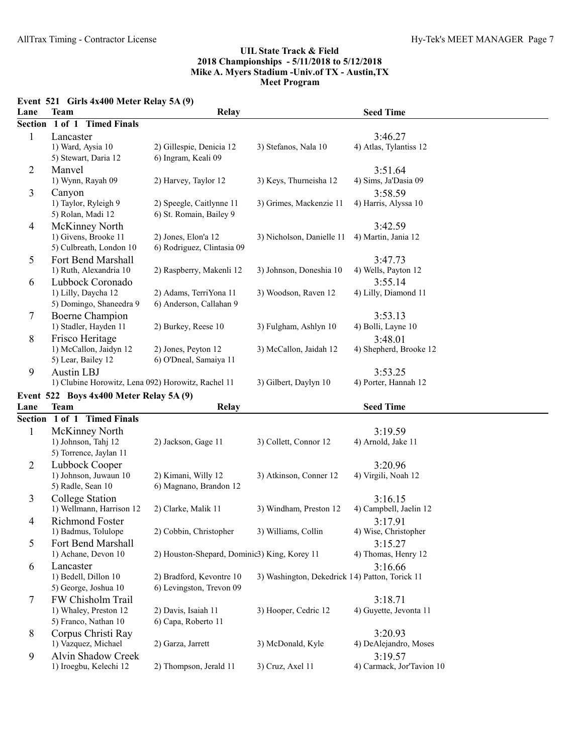# UIL State Track & Field
## 2018 Championships - 5/11/2018 to 5/12/2018
## Mike A. Myers Stadium -Univ.of TX - Austin,TX
## Meet Program

### Event 521 Girls 4x400 Meter Relay 5A (9)

**Section 1 of 1 Timed Finals**

| Lane | Team | Relay | | Seed Time |
|---|---|---|---|---|
| 1 | Lancaster | | | 3:46.27 |
| | 1) Ward, Aysia 10 | 2) Gillespie, Denicia 12 | 3) Stefanos, Nala 10 | 4) Atlas, Tylantiss 12 |
| | 5) Stewart, Daria 12 | 6) Ingram, Keali 09 | | |
| 2 | Manvel | | | 3:51.64 |
| | 1) Wynn, Rayah 09 | 2) Harvey, Taylor 12 | 3) Keys, Thurneisha 12 | 4) Sims, Ja'Dasia 09 |
| 3 | Canyon | | | 3:58.59 |
| | 1) Taylor, Ryleigh 9 | 2) Speegle, Caitlynne 11 | 3) Grimes, Mackenzie 11 | 4) Harris, Alyssa 10 |
| | 5) Rolan, Madi 12 | 6) St. Romain, Bailey 9 | | |
| 4 | McKinney North | | | 3:42.59 |
| | 1) Givens, Brooke 11 | 2) Jones, Elon'a 12 | 3) Nicholson, Danielle 11 | 4) Martin, Jania 12 |
| | 5) Culbreath, London 10 | 6) Rodriguez, Clintasia 09 | | |
| 5 | Fort Bend Marshall | | | 3:47.73 |
| | 1) Ruth, Alexandria 10 | 2) Raspberry, Makenli 12 | 3) Johnson, Doneshia 10 | 4) Wells, Payton 12 |
| 6 | Lubbock Coronado | | | 3:55.14 |
| | 1) Lilly, Daycha 12 | 2) Adams, TerriYona 11 | 3) Woodson, Raven 12 | 4) Lilly, Diamond 11 |
| | 5) Domingo, Shaneedra 9 | 6) Anderson, Callahan 9 | | |
| 7 | Boerne Champion | | | 3:53.13 |
| | 1) Stadler, Hayden 11 | 2) Burkey, Reese 10 | 3) Fulgham, Ashlyn 10 | 4) Bolli, Layne 10 |
| 8 | Frisco Heritage | | | 3:48.01 |
| | 1) McCallon, Jaidyn 12 | 2) Jones, Peyton 12 | 3) McCallon, Jaidah 12 | 4) Shepherd, Brooke 12 |
| | 5) Lear, Bailey 12 | 6) O'Dneal, Samaiya 11 | | |
| 9 | Austin LBJ | | | 3:53.25 |
| | 1) Clubine Horowitz, Lena 09 | 2) Horowitz, Rachel 11 | 3) Gilbert, Daylyn 10 | 4) Porter, Hannah 12 |

### Event 522 Boys 4x400 Meter Relay 5A (9)

**Section 1 of 1 Timed Finals**

| Lane | Team | Relay | | Seed Time |
|---|---|---|---|---|
| 1 | McKinney North | | | 3:19.59 |
| | 1) Johnson, Tahj 12 | 2) Jackson, Gage 11 | 3) Collett, Connor 12 | 4) Arnold, Jake 11 |
| | 5) Torrence, Jaylan 11 | | | |
| 2 | Lubbock Cooper | | | 3:20.96 |
| | 1) Johnson, Juwaun 10 | 2) Kimani, Willy 12 | 3) Atkinson, Conner 12 | 4) Virgili, Noah 12 |
| | 5) Radle, Sean 10 | 6) Magnano, Brandon 12 | | |
| 3 | College Station | | | 3:16.15 |
| | 1) Wellmann, Harrison 12 | 2) Clarke, Malik 11 | 3) Windham, Preston 12 | 4) Campbell, Jaelin 12 |
| 4 | Richmond Foster | | | 3:17.91 |
| | 1) Badmus, Tolulope | 2) Cobbin, Christopher | 3) Williams, Collin | 4) Wise, Christopher |
| 5 | Fort Bend Marshall | | | 3:15.27 |
| | 1) Achane, Devon 10 | 2) Houston-Shepard, Dominic | 3) King, Korey 11 | 4) Thomas, Henry 12 |
| 6 | Lancaster | | | 3:16.66 |
| | 1) Bedell, Dillon 10 | 2) Bradford, Kevontre 10 | 3) Washington, Dekedrick 1 | 4) Patton, Torick 11 |
| | 5) George, Joshua 10 | 6) Levingston, Trevon 09 | | |
| 7 | FW Chisholm Trail | | | 3:18.71 |
| | 1) Whaley, Preston 12 | 2) Davis, Isaiah 11 | 3) Hooper, Cedric 12 | 4) Guyette, Jevonta 11 |
| | 5) Franco, Nathan 10 | 6) Capa, Roberto 11 | | |
| 8 | Corpus Christi Ray | | | 3:20.93 |
| | 1) Vazquez, Michael | 2) Garza, Jarrett | 3) McDonald, Kyle | 4) DeAlejandro, Moses |
| 9 | Alvin Shadow Creek | | | 3:19.57 |
| | 1) Iroegbu, Kelechi 12 | 2) Thompson, Jerald 11 | 3) Cruz, Axel 11 | 4) Carmack, Jor'Tavion 10 |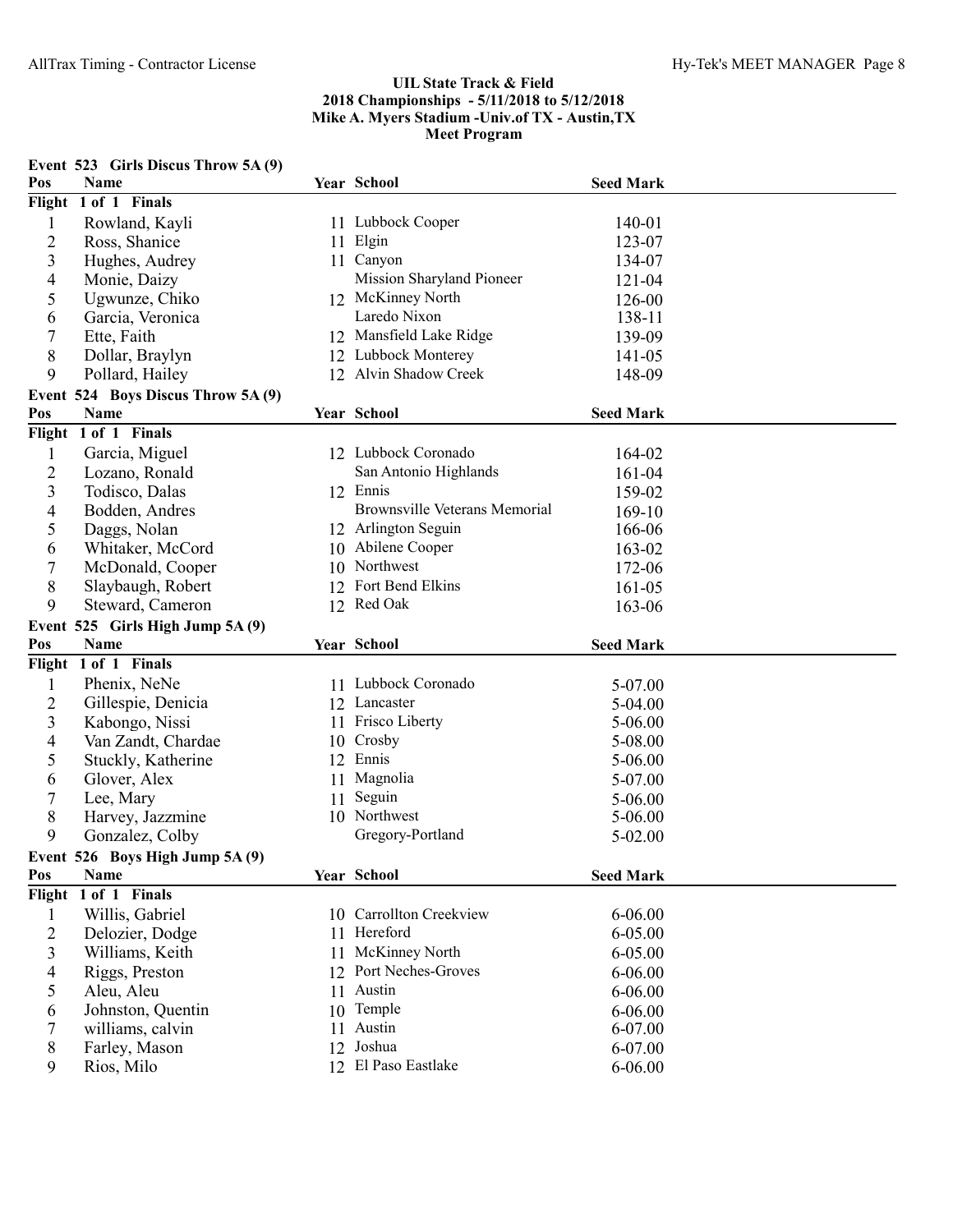**UIL State Track & Field**
**2018 Championships - 5/11/2018 to 5/12/2018**
**Mike A. Myers Stadium -Univ.of TX - Austin,TX**
**Meet Program**

### Event 523 Girls Discus Throw 5A (9)

| Pos | Name | Year | School | Seed Mark |
|---|---|---|---|---|
| **Flight 1 of 1 Finals** | | | | |
| 1 | Rowland, Kayli | 11 | Lubbock Cooper | 140-01 |
| 2 | Ross, Shanice | 11 | Elgin | 123-07 |
| 3 | Hughes, Audrey | 11 | Canyon | 134-07 |
| 4 | Monie, Daizy | | Mission Sharyland Pioneer | 121-04 |
| 5 | Ugwunze, Chiko | 12 | McKinney North | 126-00 |
| 6 | Garcia, Veronica | | Laredo Nixon | 138-11 |
| 7 | Ette, Faith | 12 | Mansfield Lake Ridge | 139-09 |
| 8 | Dollar, Braylyn | 12 | Lubbock Monterey | 141-05 |
| 9 | Pollard, Hailey | 12 | Alvin Shadow Creek | 148-09 |

### Event 524 Boys Discus Throw 5A (9)

| Pos | Name | Year | School | Seed Mark |
|---|---|---|---|---|
| **Flight 1 of 1 Finals** | | | | |
| 1 | Garcia, Miguel | 12 | Lubbock Coronado | 164-02 |
| 2 | Lozano, Ronald | | San Antonio Highlands | 161-04 |
| 3 | Todisco, Dalas | 12 | Ennis | 159-02 |
| 4 | Bodden, Andres | | Brownsville Veterans Memorial | 169-10 |
| 5 | Daggs, Nolan | 12 | Arlington Seguin | 166-06 |
| 6 | Whitaker, McCord | 10 | Abilene Cooper | 163-02 |
| 7 | McDonald, Cooper | 10 | Northwest | 172-06 |
| 8 | Slaybaugh, Robert | 12 | Fort Bend Elkins | 161-05 |
| 9 | Steward, Cameron | 12 | Red Oak | 163-06 |

### Event 525 Girls High Jump 5A (9)

| Pos | Name | Year | School | Seed Mark |
|---|---|---|---|---|
| **Flight 1 of 1 Finals** | | | | |
| 1 | Phenix, NeNe | 11 | Lubbock Coronado | 5-07.00 |
| 2 | Gillespie, Denicia | 12 | Lancaster | 5-04.00 |
| 3 | Kabongo, Nissi | 11 | Frisco Liberty | 5-06.00 |
| 4 | Van Zandt, Chardae | 10 | Crosby | 5-08.00 |
| 5 | Stuckly, Katherine | 12 | Ennis | 5-06.00 |
| 6 | Glover, Alex | 11 | Magnolia | 5-07.00 |
| 7 | Lee, Mary | 11 | Seguin | 5-06.00 |
| 8 | Harvey, Jazzmine | 10 | Northwest | 5-06.00 |
| 9 | Gonzalez, Colby | | Gregory-Portland | 5-02.00 |

### Event 526 Boys High Jump 5A (9)

| Pos | Name | Year | School | Seed Mark |
|---|---|---|---|---|
| **Flight 1 of 1 Finals** | | | | |
| 1 | Willis, Gabriel | 10 | Carrollton Creekview | 6-06.00 |
| 2 | Delozier, Dodge | 11 | Hereford | 6-05.00 |
| 3 | Williams, Keith | 11 | McKinney North | 6-05.00 |
| 4 | Riggs, Preston | 12 | Port Neches-Groves | 6-06.00 |
| 5 | Aleu, Aleu | 11 | Austin | 6-06.00 |
| 6 | Johnston, Quentin | 10 | Temple | 6-06.00 |
| 7 | williams, calvin | 11 | Austin | 6-07.00 |
| 8 | Farley, Mason | 12 | Joshua | 6-07.00 |
| 9 | Rios, Milo | 12 | El Paso Eastlake | 6-06.00 |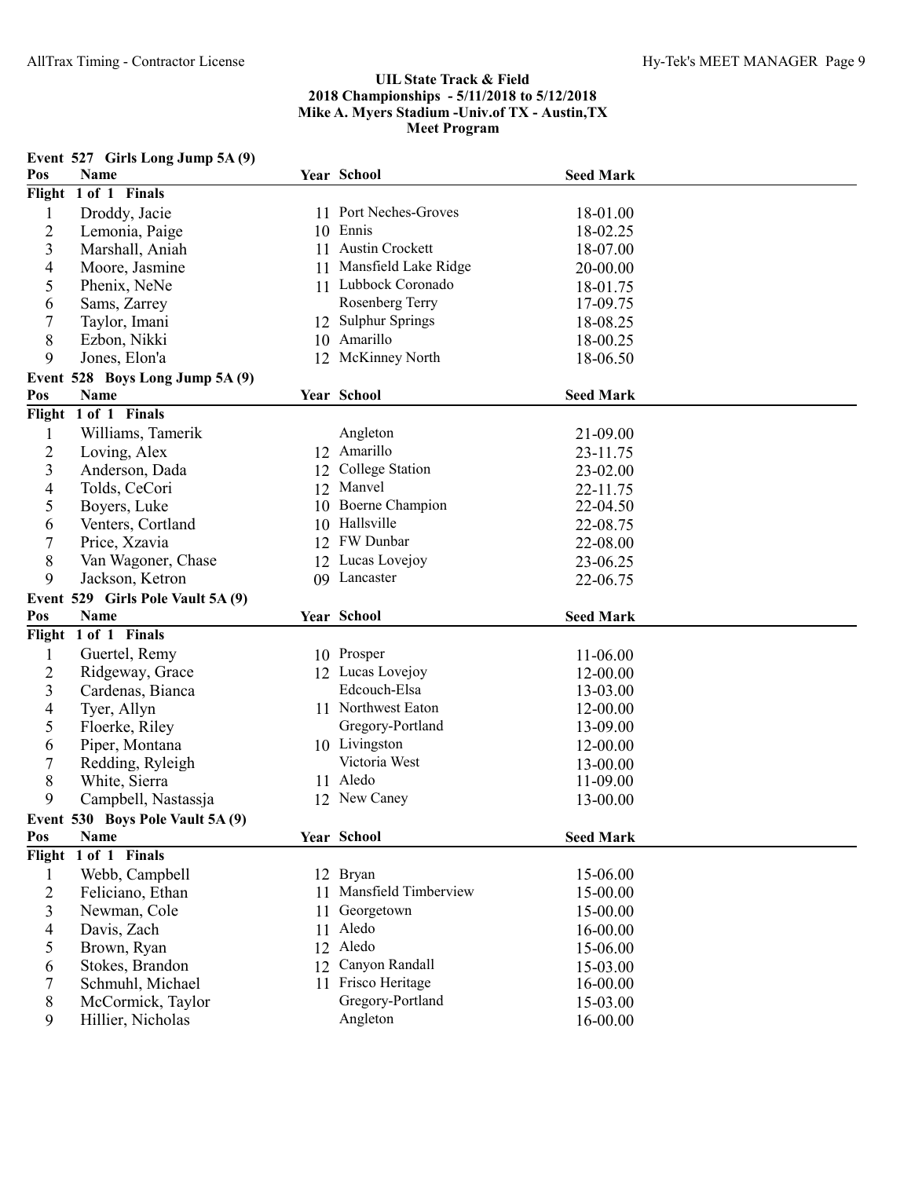## UIL State Track & Field
## 2018 Championships - 5/11/2018 to 5/12/2018
## Mike A. Myers Stadium -Univ.of TX - Austin,TX
## Meet Program

### Event 527 Girls Long Jump 5A (9)

| Pos | Name | Year | School | Seed Mark |
|---|---|---|---|---|
| **Flight 1 of 1 Finals** | | | | |
| 1 | Droddy, Jacie | 11 | Port Neches-Groves | 18-01.00 |
| 2 | Lemonia, Paige | 10 | Ennis | 18-02.25 |
| 3 | Marshall, Aniah | 11 | Austin Crockett | 18-07.00 |
| 4 | Moore, Jasmine | 11 | Mansfield Lake Ridge | 20-00.00 |
| 5 | Phenix, NeNe | 11 | Lubbock Coronado | 18-01.75 |
| 6 | Sams, Zarrey | | Rosenberg Terry | 17-09.75 |
| 7 | Taylor, Imani | 12 | Sulphur Springs | 18-08.25 |
| 8 | Ezbon, Nikki | 10 | Amarillo | 18-00.25 |
| 9 | Jones, Elon'a | 12 | McKinney North | 18-06.50 |

### Event 528 Boys Long Jump 5A (9)

| Pos | Name | Year | School | Seed Mark |
|---|---|---|---|---|
| **Flight 1 of 1 Finals** | | | | |
| 1 | Williams, Tamerik | | Angleton | 21-09.00 |
| 2 | Loving, Alex | 12 | Amarillo | 23-11.75 |
| 3 | Anderson, Dada | 12 | College Station | 23-02.00 |
| 4 | Tolds, CeCori | 12 | Manvel | 22-11.75 |
| 5 | Boyers, Luke | 10 | Boerne Champion | 22-04.50 |
| 6 | Venters, Cortland | 10 | Hallsville | 22-08.75 |
| 7 | Price, Xzavia | 12 | FW Dunbar | 22-08.00 |
| 8 | Van Wagoner, Chase | 12 | Lucas Lovejoy | 23-06.25 |
| 9 | Jackson, Ketron | 09 | Lancaster | 22-06.75 |

### Event 529 Girls Pole Vault 5A (9)

| Pos | Name | Year | School | Seed Mark |
|---|---|---|---|---|
| **Flight 1 of 1 Finals** | | | | |
| 1 | Guertel, Remy | 10 | Prosper | 11-06.00 |
| 2 | Ridgeway, Grace | 12 | Lucas Lovejoy | 12-00.00 |
| 3 | Cardenas, Bianca | | Edcouch-Elsa | 13-03.00 |
| 4 | Tyer, Allyn | 11 | Northwest Eaton | 12-00.00 |
| 5 | Floerke, Riley | | Gregory-Portland | 13-09.00 |
| 6 | Piper, Montana | 10 | Livingston | 12-00.00 |
| 7 | Redding, Ryleigh | | Victoria West | 13-00.00 |
| 8 | White, Sierra | 11 | Aledo | 11-09.00 |
| 9 | Campbell, Nastassja | 12 | New Caney | 13-00.00 |

### Event 530 Boys Pole Vault 5A (9)

| Pos | Name | Year | School | Seed Mark |
|---|---|---|---|---|
| **Flight 1 of 1 Finals** | | | | |
| 1 | Webb, Campbell | 12 | Bryan | 15-06.00 |
| 2 | Feliciano, Ethan | 11 | Mansfield Timberview | 15-00.00 |
| 3 | Newman, Cole | 11 | Georgetown | 15-00.00 |
| 4 | Davis, Zach | 11 | Aledo | 16-00.00 |
| 5 | Brown, Ryan | 12 | Aledo | 15-06.00 |
| 6 | Stokes, Brandon | 12 | Canyon Randall | 15-03.00 |
| 7 | Schmuhl, Michael | 11 | Frisco Heritage | 16-00.00 |
| 8 | McCormick, Taylor | | Gregory-Portland | 15-03.00 |
| 9 | Hillier, Nicholas | | Angleton | 16-00.00 |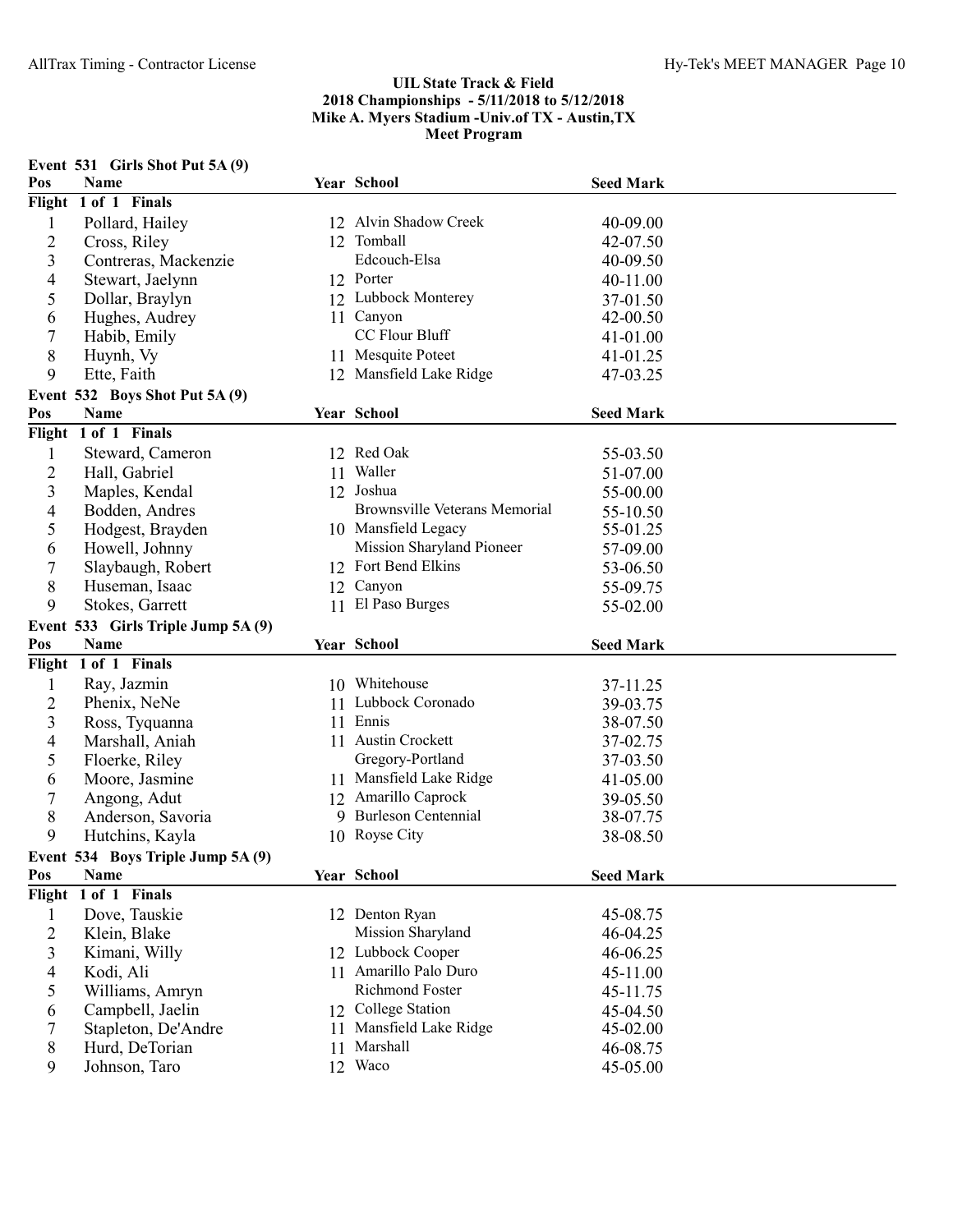## UIL State Track & Field
## 2018 Championships - 5/11/2018 to 5/12/2018
## Mike A. Myers Stadium -Univ.of TX - Austin,TX
## Meet Program

### Event 531 Girls Shot Put 5A (9)

| Pos | Name | Year | School | Seed Mark |
|---|---|---|---|---|
| **Flight 1 of 1 Finals** | | | | |
| 1 | Pollard, Hailey | 12 | Alvin Shadow Creek | 40-09.00 |
| 2 | Cross, Riley | 12 | Tomball | 42-07.50 |
| 3 | Contreras, Mackenzie | | Edcouch-Elsa | 40-09.50 |
| 4 | Stewart, Jaelynn | 12 | Porter | 40-11.00 |
| 5 | Dollar, Braylyn | 12 | Lubbock Monterey | 37-01.50 |
| 6 | Hughes, Audrey | 11 | Canyon | 42-00.50 |
| 7 | Habib, Emily | | CC Flour Bluff | 41-01.00 |
| 8 | Huynh, Vy | 11 | Mesquite Poteet | 41-01.25 |
| 9 | Ette, Faith | 12 | Mansfield Lake Ridge | 47-03.25 |

### Event 532 Boys Shot Put 5A (9)

| Pos | Name | Year | School | Seed Mark |
|---|---|---|---|---|
| **Flight 1 of 1 Finals** | | | | |
| 1 | Steward, Cameron | 12 | Red Oak | 55-03.50 |
| 2 | Hall, Gabriel | 11 | Waller | 51-07.00 |
| 3 | Maples, Kendal | 12 | Joshua | 55-00.00 |
| 4 | Bodden, Andres | | Brownsville Veterans Memorial | 55-10.50 |
| 5 | Hodgest, Brayden | 10 | Mansfield Legacy | 55-01.25 |
| 6 | Howell, Johnny | | Mission Sharyland Pioneer | 57-09.00 |
| 7 | Slaybaugh, Robert | 12 | Fort Bend Elkins | 53-06.50 |
| 8 | Huseman, Isaac | 12 | Canyon | 55-09.75 |
| 9 | Stokes, Garrett | 11 | El Paso Burges | 55-02.00 |

### Event 533 Girls Triple Jump 5A (9)

| Pos | Name | Year | School | Seed Mark |
|---|---|---|---|---|
| **Flight 1 of 1 Finals** | | | | |
| 1 | Ray, Jazmin | 10 | Whitehouse | 37-11.25 |
| 2 | Phenix, NeNe | 11 | Lubbock Coronado | 39-03.75 |
| 3 | Ross, Tyquanna | 11 | Ennis | 38-07.50 |
| 4 | Marshall, Aniah | 11 | Austin Crockett | 37-02.75 |
| 5 | Floerke, Riley | | Gregory-Portland | 37-03.50 |
| 6 | Moore, Jasmine | 11 | Mansfield Lake Ridge | 41-05.00 |
| 7 | Angong, Adut | 12 | Amarillo Caprock | 39-05.50 |
| 8 | Anderson, Savoria | 9 | Burleson Centennial | 38-07.75 |
| 9 | Hutchins, Kayla | 10 | Royse City | 38-08.50 |

### Event 534 Boys Triple Jump 5A (9)

| Pos | Name | Year | School | Seed Mark |
|---|---|---|---|---|
| **Flight 1 of 1 Finals** | | | | |
| 1 | Dove, Tauskie | 12 | Denton Ryan | 45-08.75 |
| 2 | Klein, Blake | | Mission Sharyland | 46-04.25 |
| 3 | Kimani, Willy | 12 | Lubbock Cooper | 46-06.25 |
| 4 | Kodi, Ali | 11 | Amarillo Palo Duro | 45-11.00 |
| 5 | Williams, Amryn | | Richmond Foster | 45-11.75 |
| 6 | Campbell, Jaelin | 12 | College Station | 45-04.50 |
| 7 | Stapleton, De'Andre | 11 | Mansfield Lake Ridge | 45-02.00 |
| 8 | Hurd, DeTorian | 11 | Marshall | 46-08.75 |
| 9 | Johnson, Taro | 12 | Waco | 45-05.00 |